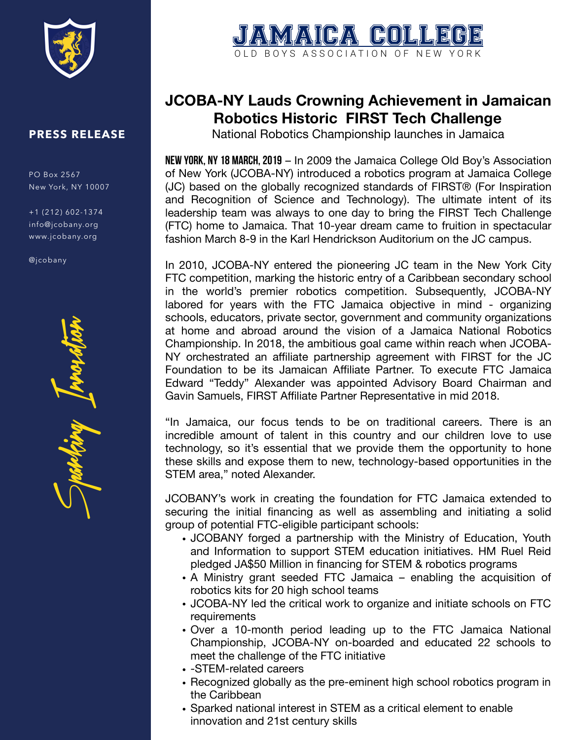# JAMAICA COLLEGE

OLD BOYS ASSOCIATION OF NEW YORK

**PRESS RELEASE**

PO Box 2567
New York, NY 10007

+1 (212) 602-1374
info@jcobany.org
www.jcobany.org

@jcobany

*Sparking Innovation*

## JCOBA-NY Lauds Crowning Achievement in Jamaican Robotics Historic FIRST Tech Challenge

National Robotics Championship launches in Jamaica

**NEW YORK, NY 18 MARCH, 2019** – In 2009 the Jamaica College Old Boy's Association of New York (JCOBA-NY) introduced a robotics program at Jamaica College (JC) based on the globally recognized standards of FIRST® (For Inspiration and Recognition of Science and Technology). The ultimate intent of its leadership team was always to one day to bring the FIRST Tech Challenge (FTC) home to Jamaica. That 10-year dream came to fruition in spectacular fashion March 8-9 in the Karl Hendrickson Auditorium on the JC campus.

In 2010, JCOBA-NY entered the pioneering JC team in the New York City FTC competition, marking the historic entry of a Caribbean secondary school in the world's premier robotics competition. Subsequently, JCOBA-NY labored for years with the FTC Jamaica objective in mind - organizing schools, educators, private sector, government and community organizations at home and abroad around the vision of a Jamaica National Robotics Championship. In 2018, the ambitious goal came within reach when JCOBA-NY orchestrated an affiliate partnership agreement with FIRST for the JC Foundation to be its Jamaican Affiliate Partner. To execute FTC Jamaica Edward "Teddy" Alexander was appointed Advisory Board Chairman and Gavin Samuels, FIRST Affiliate Partner Representative in mid 2018.

"In Jamaica, our focus tends to be on traditional careers. There is an incredible amount of talent in this country and our children love to use technology, so it's essential that we provide them the opportunity to hone these skills and expose them to new, technology-based opportunities in the STEM area," noted Alexander.

JCOBANY's work in creating the foundation for FTC Jamaica extended to securing the initial financing as well as assembling and initiating a solid group of potential FTC-eligible participant schools:

- JCOBANY forged a partnership with the Ministry of Education, Youth and Information to support STEM education initiatives. HM Ruel Reid pledged JA$50 Million in financing for STEM & robotics programs
- A Ministry grant seeded FTC Jamaica – enabling the acquisition of robotics kits for 20 high school teams
- JCOBA-NY led the critical work to organize and initiate schools on FTC requirements
- Over a 10-month period leading up to the FTC Jamaica National Championship, JCOBA-NY on-boarded and educated 22 schools to meet the challenge of the FTC initiative
- -STEM-related careers
- Recognized globally as the pre-eminent high school robotics program in the Caribbean
- Sparked national interest in STEM as a critical element to enable innovation and 21st century skills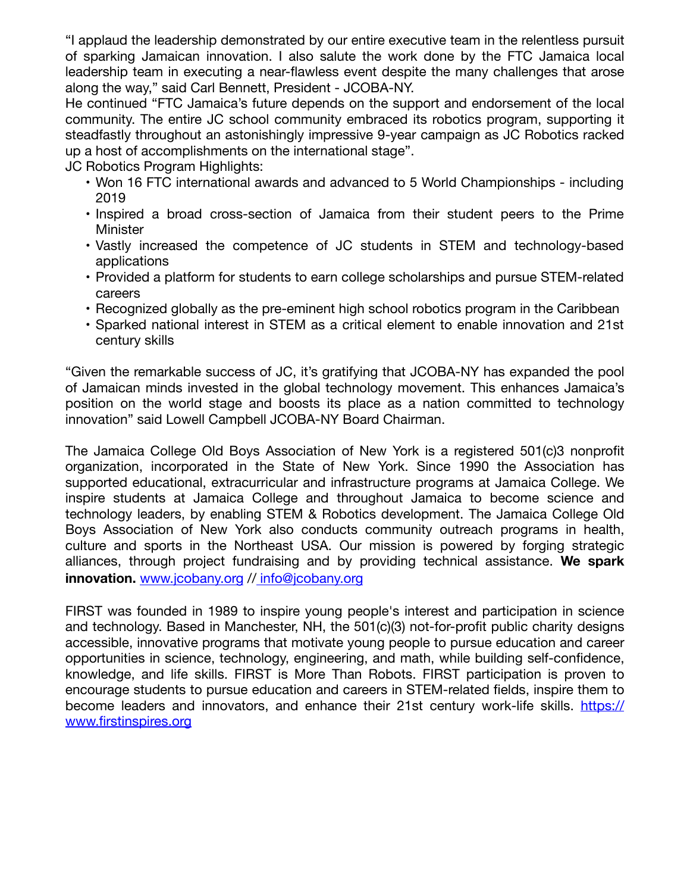"I applaud the leadership demonstrated by our entire executive team in the relentless pursuit of sparking Jamaican innovation. I also salute the work done by the FTC Jamaica local leadership team in executing a near-flawless event despite the many challenges that arose along the way," said Carl Bennett, President - JCOBA-NY.

He continued "FTC Jamaica's future depends on the support and endorsement of the local community. The entire JC school community embraced its robotics program, supporting it steadfastly throughout an astonishingly impressive 9-year campaign as JC Robotics racked up a host of accomplishments on the international stage".

JC Robotics Program Highlights:

- Won 16 FTC international awards and advanced to 5 World Championships - including 2019
- Inspired a broad cross-section of Jamaica from their student peers to the Prime Minister
- Vastly increased the competence of JC students in STEM and technology-based applications
- Provided a platform for students to earn college scholarships and pursue STEM-related careers
- Recognized globally as the pre-eminent high school robotics program in the Caribbean
- Sparked national interest in STEM as a critical element to enable innovation and 21st century skills

"Given the remarkable success of JC, it's gratifying that JCOBA-NY has expanded the pool of Jamaican minds invested in the global technology movement. This enhances Jamaica's position on the world stage and boosts its place as a nation committed to technology innovation" said Lowell Campbell JCOBA-NY Board Chairman.

The Jamaica College Old Boys Association of New York is a registered 501(c)3 nonprofit organization, incorporated in the State of New York. Since 1990 the Association has supported educational, extracurricular and infrastructure programs at Jamaica College. We inspire students at Jamaica College and throughout Jamaica to become science and technology leaders, by enabling STEM & Robotics development. The Jamaica College Old Boys Association of New York also conducts community outreach programs in health, culture and sports in the Northeast USA. Our mission is powered by forging strategic alliances, through project fundraising and by providing technical assistance. **We spark innovation.** www.jcobany.org // info@jcobany.org

FIRST was founded in 1989 to inspire young people's interest and participation in science and technology. Based in Manchester, NH, the 501(c)(3) not-for-profit public charity designs accessible, innovative programs that motivate young people to pursue education and career opportunities in science, technology, engineering, and math, while building self-confidence, knowledge, and life skills. FIRST is More Than Robots. FIRST participation is proven to encourage students to pursue education and careers in STEM-related fields, inspire them to become leaders and innovators, and enhance their 21st century work-life skills. https://www.firstinspires.org